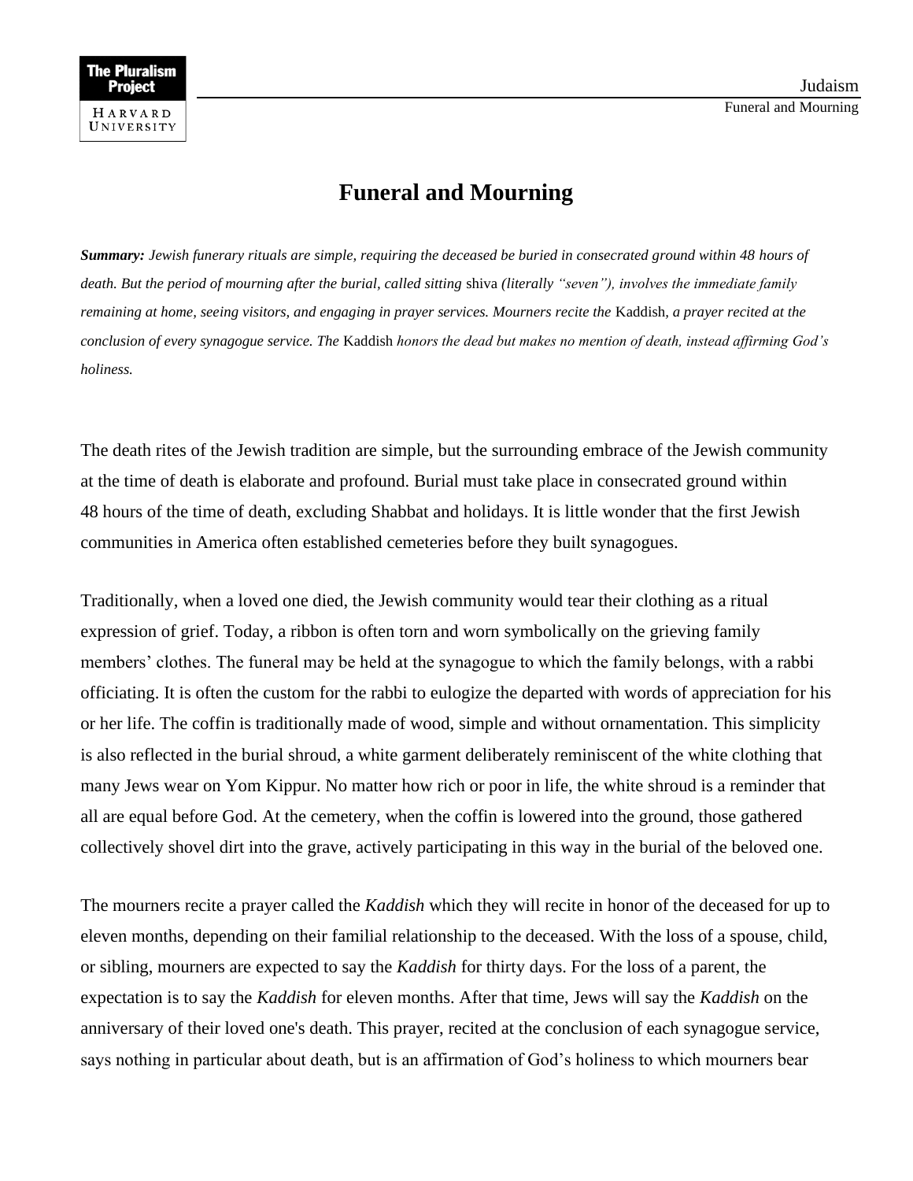# Funeral and Mourning

***Summary:*** *Jewish funerary rituals are simple, requiring the deceased be buried in consecrated ground within 48 hours of death. But the period of mourning after the burial, called sitting* shiva *(literally "seven"), involves the immediate family remaining at home, seeing visitors, and engaging in prayer services. Mourners recite the* Kaddish*, a prayer recited at the conclusion of every synagogue service. The* Kaddish *honors the dead but makes no mention of death, instead affirming God's holiness.*

The death rites of the Jewish tradition are simple, but the surrounding embrace of the Jewish community at the time of death is elaborate and profound. Burial must take place in consecrated ground within 48 hours of the time of death, excluding Shabbat and holidays. It is little wonder that the first Jewish communities in America often established cemeteries before they built synagogues.

Traditionally, when a loved one died, the Jewish community would tear their clothing as a ritual expression of grief. Today, a ribbon is often torn and worn symbolically on the grieving family members' clothes. The funeral may be held at the synagogue to which the family belongs, with a rabbi officiating. It is often the custom for the rabbi to eulogize the departed with words of appreciation for his or her life. The coffin is traditionally made of wood, simple and without ornamentation. This simplicity is also reflected in the burial shroud, a white garment deliberately reminiscent of the white clothing that many Jews wear on Yom Kippur. No matter how rich or poor in life, the white shroud is a reminder that all are equal before God. At the cemetery, when the coffin is lowered into the ground, those gathered collectively shovel dirt into the grave, actively participating in this way in the burial of the beloved one.

The mourners recite a prayer called the *Kaddish* which they will recite in honor of the deceased for up to eleven months, depending on their familial relationship to the deceased. With the loss of a spouse, child, or sibling, mourners are expected to say the *Kaddish* for thirty days. For the loss of a parent, the expectation is to say the *Kaddish* for eleven months. After that time, Jews will say the *Kaddish* on the anniversary of their loved one's death. This prayer, recited at the conclusion of each synagogue service, says nothing in particular about death, but is an affirmation of God's holiness to which mourners bear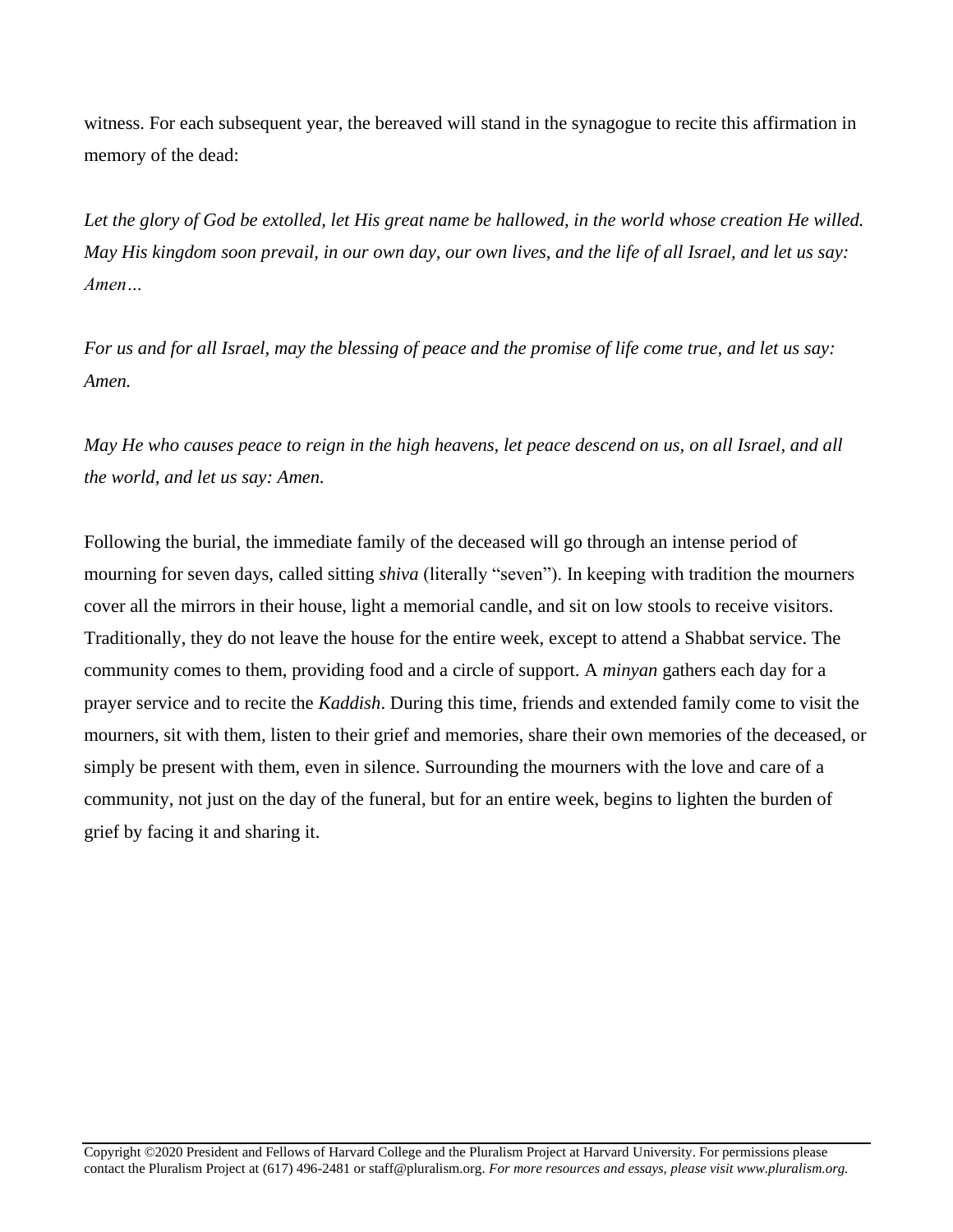witness. For each subsequent year, the bereaved will stand in the synagogue to recite this affirmation in memory of the dead:

*Let the glory of God be extolled, let His great name be hallowed, in the world whose creation He willed. May His kingdom soon prevail, in our own day, our own lives, and the life of all Israel, and let us say: Amen…*

*For us and for all Israel, may the blessing of peace and the promise of life come true, and let us say: Amen.*

*May He who causes peace to reign in the high heavens, let peace descend on us, on all Israel, and all the world, and let us say: Amen.*

Following the burial, the immediate family of the deceased will go through an intense period of mourning for seven days, called sitting *shiva* (literally "seven"). In keeping with tradition the mourners cover all the mirrors in their house, light a memorial candle, and sit on low stools to receive visitors. Traditionally, they do not leave the house for the entire week, except to attend a Shabbat service. The community comes to them, providing food and a circle of support. A *minyan* gathers each day for a prayer service and to recite the *Kaddish*. During this time, friends and extended family come to visit the mourners, sit with them, listen to their grief and memories, share their own memories of the deceased, or simply be present with them, even in silence. Surrounding the mourners with the love and care of a community, not just on the day of the funeral, but for an entire week, begins to lighten the burden of grief by facing it and sharing it.

Copyright ©2020 President and Fellows of Harvard College and the Pluralism Project at Harvard University. For permissions please contact the Pluralism Project at (617) 496-2481 or staff@pluralism.org. *For more resources and essays, please visit www.pluralism.org.*